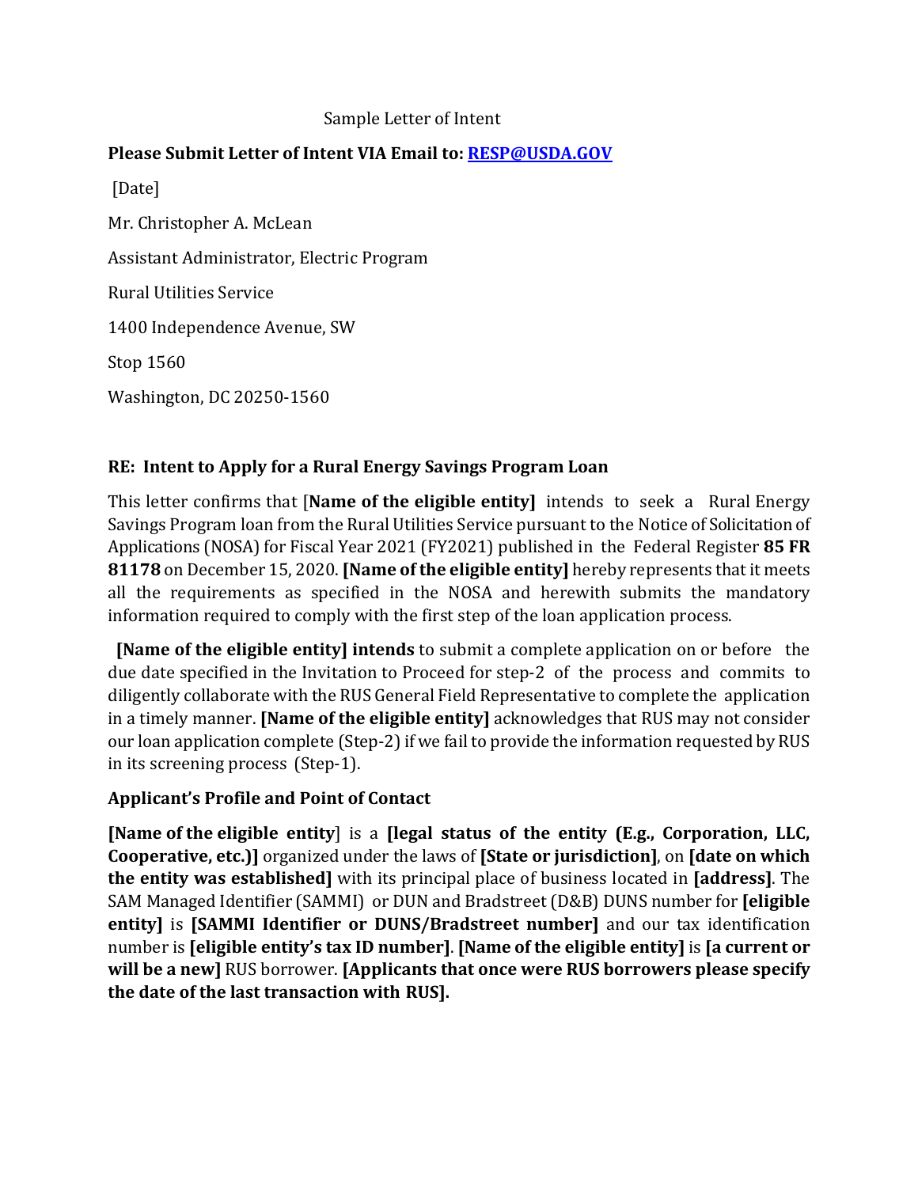Sample Letter of Intent

**Please Submit Letter of Intent VIA Email to: RESP@USDA.GOV**

[Date]

Mr. Christopher A. McLean

Assistant Administrator, Electric Program

Rural Utilities Service

1400 Independence Avenue, SW

Stop 1560

Washington, DC 20250-1560

**RE: Intent to Apply for a Rural Energy Savings Program Loan**

This letter confirms that [**Name of the eligible entity]** intends to seek a Rural Energy Savings Program loan from the Rural Utilities Service pursuant to the Notice of Solicitation of Applications (NOSA) for Fiscal Year 2021 (FY2021) published in the Federal Register **85 FR 81178** on December 15, 2020. **[Name of the eligible entity]** hereby represents that it meets all the requirements as specified in the NOSA and herewith submits the mandatory information required to comply with the first step of the loan application process.

**[Name of the eligible entity] intends** to submit a complete application on or before the due date specified in the Invitation to Proceed for step-2 of the process and commits to diligently collaborate with the RUS General Field Representative to complete the application in a timely manner. **[Name of the eligible entity]** acknowledges that RUS may not consider our loan application complete (Step-2) if we fail to provide the information requested by RUS in its screening process (Step-1).

**Applicant's Profile and Point of Contact**

**[Name of the eligible entity**] is a **[legal status of the entity (E.g., Corporation, LLC, Cooperative, etc.)]** organized under the laws of **[State or jurisdiction]**, on **[date on which the entity was established]** with its principal place of business located in **[address]**. The SAM Managed Identifier (SAMMI) or DUN and Bradstreet (D&B) DUNS number for **[eligible entity]** is **[SAMMI Identifier or DUNS/Bradstreet number]** and our tax identification number is **[eligible entity's tax ID number]**. **[Name of the eligible entity]** is **[a current or will be a new]** RUS borrower. **[Applicants that once were RUS borrowers please specify the date of the last transaction with RUS].**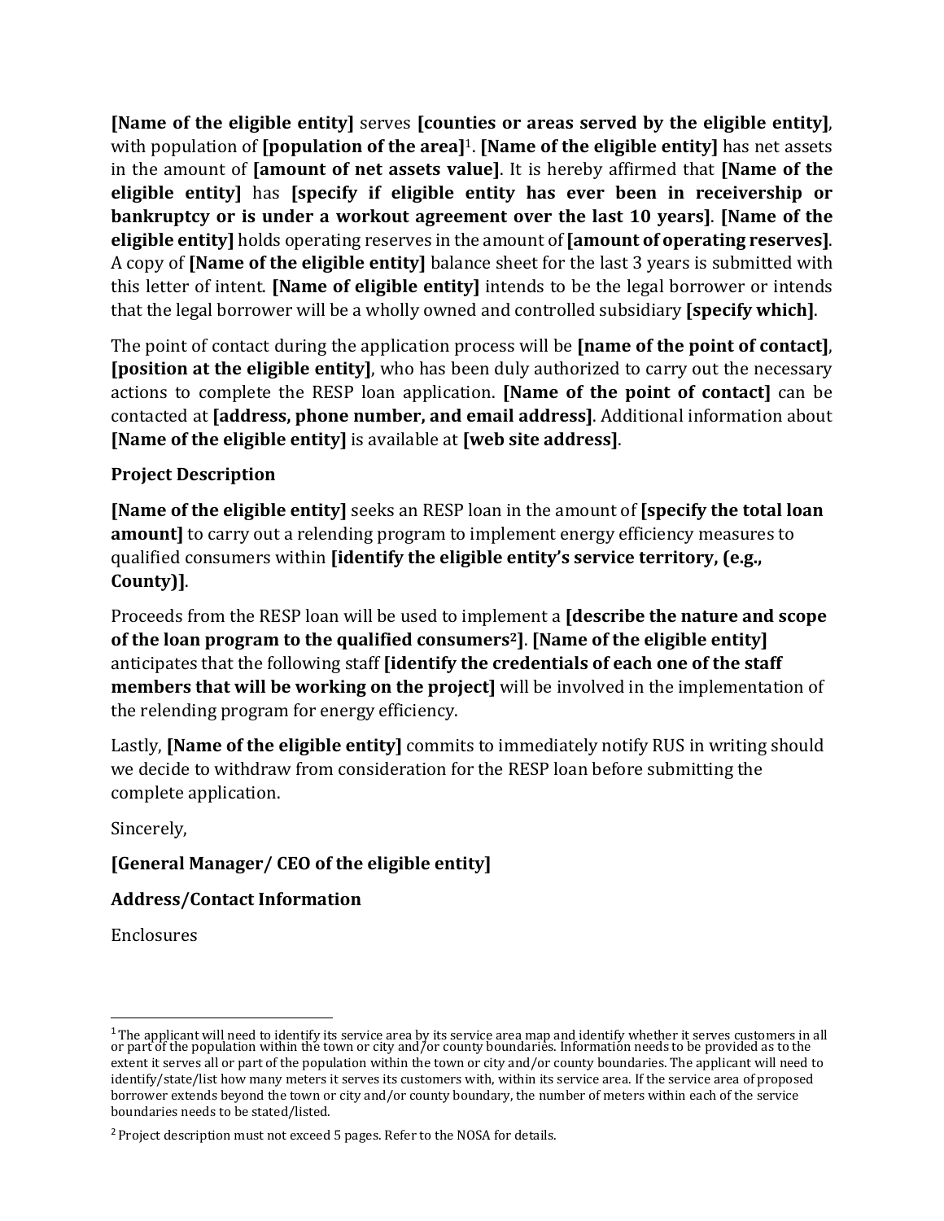**[Name of the eligible entity]** serves **[counties or areas served by the eligible entity]**, with population of **[population of the area]**[1]. **[Name of the eligible entity]** has net assets in the amount of **[amount of net assets value]**. It is hereby affirmed that **[Name of the eligible entity]** has **[specify if eligible entity has ever been in receivership or bankruptcy or is under a workout agreement over the last 10 years]**. **[Name of the eligible entity]** holds operating reserves in the amount of **[amount of operating reserves]**. A copy of **[Name of the eligible entity]** balance sheet for the last 3 years is submitted with this letter of intent. **[Name of eligible entity]** intends to be the legal borrower or intends that the legal borrower will be a wholly owned and controlled subsidiary **[specify which]**.

The point of contact during the application process will be **[name of the point of contact]**, **[position at the eligible entity]**, who has been duly authorized to carry out the necessary actions to complete the RESP loan application. **[Name of the point of contact]** can be contacted at **[address, phone number, and email address]**. Additional information about **[Name of the eligible entity]** is available at **[web site address]**.

**Project Description**

**[Name of the eligible entity]** seeks an RESP loan in the amount of **[specify the total loan amount]** to carry out a relending program to implement energy efficiency measures to qualified consumers within **[identify the eligible entity's service territory, (e.g., County)]**.

Proceeds from the RESP loan will be used to implement a **[describe the nature and scope of the loan program to the qualified consumers[2]]**. **[Name of the eligible entity]** anticipates that the following staff **[identify the credentials of each one of the staff members that will be working on the project]** will be involved in the implementation of the relending program for energy efficiency.

Lastly, **[Name of the eligible entity]** commits to immediately notify RUS in writing should we decide to withdraw from consideration for the RESP loan before submitting the complete application.

Sincerely,

**[General Manager/ CEO of the eligible entity]**

**Address/Contact Information**

Enclosures

---

[1] The applicant will need to identify its service area by its service area map and identify whether it serves customers in all or part of the population within the town or city and/or county boundaries. Information needs to be provided as to the extent it serves all or part of the population within the town or city and/or county boundaries. The applicant will need to identify/state/list how many meters it serves its customers with, within its service area. If the service area of proposed borrower extends beyond the town or city and/or county boundary, the number of meters within each of the service boundaries needs to be stated/listed.

[2] Project description must not exceed 5 pages. Refer to the NOSA for details.